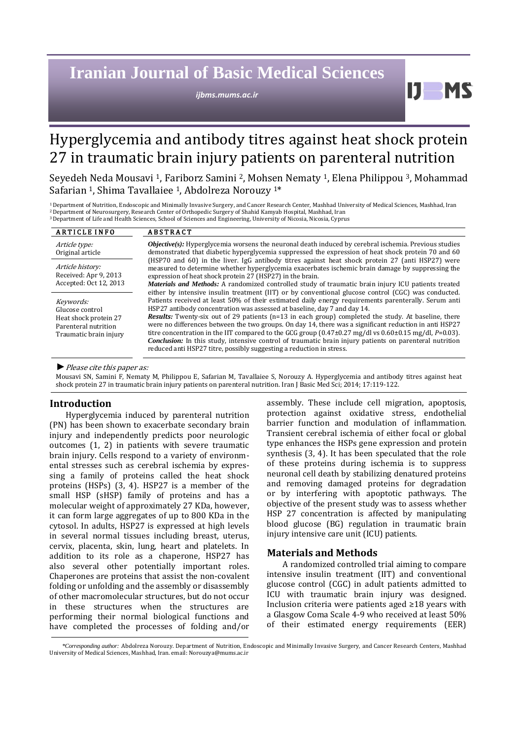# Hyperglycemia and antibody titres against heat shock protein 27 in traumatic brain injury patients on parenteral nutrition

Seyedeh Neda Mousavi [1], Fariborz Samini [2], Mohsen Nematy [1], Elena Philippou [3], Mohammad Safarian [1], Shima Tavallaiee [1], Abdolreza Norouzy [1]*

[1] Department of Nutrition, Endoscopic and Minimally Invasive Surgery, and Cancer Research Center, Mashhad University of Medical Sciences, Mashhad, Iran
[2] Department of Neurosurgery, Research Center of Orthopedic Surgery of Shahid Kamyab Hospital, Mashhad, Iran
[3] Department of Life and Health Sciences, School of Sciences and Engineering, University of Nicosia, Nicosia, Cyprus

**ARTICLE INFO**

*Article type:*
Original article

*Article history:*
Received: Apr 9, 2013
Accepted: Oct 12, 2013

*Keywords:*
Glucose control
Heat shock protein 27
Parenteral nutrition
Traumatic brain injury

**ABSTRACT**

***Objective(s):*** Hyperglycemia worsens the neuronal death induced by cerebral ischemia. Previous studies demonstrated that diabetic hyperglycemia suppressed the expression of heat shock protein 70 and 60 (HSP70 and 60) in the liver. IgG antibody titres against heat shock protein 27 (anti HSP27) were measured to determine whether hyperglycemia exacerbates ischemic brain damage by suppressing the expression of heat shock protein 27 (HSP27) in the brain.
***Materials and Methods:*** A randomized controlled study of traumatic brain injury ICU patients treated either by intensive insulin treatment (IIT) or by conventional glucose control (CGC) was conducted. Patients received at least 50% of their estimated daily energy requirements parenterally. Serum anti HSP27 antibody concentration was assessed at baseline, day 7 and day 14.
***Results:*** Twenty-six out of 29 patients (n=13 in each group) completed the study. At baseline, there were no differences between the two groups. On day 14, there was a significant reduction in anti HSP27 titre concentration in the IIT compared to the GCG group (0.47±0.27 mg/dl vs 0.60±0.15 mg/dl, *P*=0.03).
***Conclusion:*** In this study, intensive control of traumatic brain injury patients on parenteral nutrition reduced anti HSP27 titre, possibly suggesting a reduction in stress.

► *Please cite this paper as:*

Mousavi SN, Samini F, Nematy M, Philippou E, Safarian M, Tavallaiee S, Norouzy A. Hyperglycemia and antibody titres against heat shock protein 27 in traumatic brain injury patients on parenteral nutrition. Iran J Basic Med Sci; 2014; 17:119-122.

## Introduction

Hyperglycemia induced by parenteral nutrition (PN) has been shown to exacerbate secondary brain injury and independently predicts poor neurologic outcomes (1, 2) in patients with severe traumatic brain injury. Cells respond to a variety of environmental stresses such as cerebral ischemia by expressing a family of proteins called the heat shock proteins (HSPs) (3, 4). HSP27 is a member of the small HSP (sHSP) family of proteins and has a molecular weight of approximately 27 KDa, however, it can form large aggregates of up to 800 KDa in the cytosol. In adults, HSP27 is expressed at high levels in several normal tissues including breast, uterus, cervix, placenta, skin, lung, heart and platelets. In addition to its role as a chaperone, HSP27 has also several other potentially important roles. Chaperones are proteins that assist the non-covalent folding or unfolding and the assembly or disassembly of other macromolecular structures, but do not occur in these structures when the structures are performing their normal biological functions and have completed the processes of folding and/or assembly. These include cell migration, apoptosis, protection against oxidative stress, endothelial barrier function and modulation of inflammation. Transient cerebral ischemia of either focal or global type enhances the HSPs gene expression and protein synthesis (3, 4). It has been speculated that the role of these proteins during ischemia is to suppress neuronal cell death by stabilizing denatured proteins and removing damaged proteins for degradation or by interfering with apoptotic pathways. The objective of the present study was to assess whether HSP 27 concentration is affected by manipulating blood glucose (BG) regulation in traumatic brain injury intensive care unit (ICU) patients.

## Materials and Methods

A randomized controlled trial aiming to compare intensive insulin treatment (IIT) and conventional glucose control (CGC) in adult patients admitted to ICU with traumatic brain injury was designed. Inclusion criteria were patients aged ≥18 years with a Glasgow Coma Scale 4-9 who received at least 50% of their estimated energy requirements (EER)

*\*Corresponding author:* Abdolreza Norouzy. Department of Nutrition, Endoscopic and Minimally Invasive Surgery, and Cancer Research Centers, Mashhad University of Medical Sciences, Mashhad, Iran. email: Norouzya@mums.ac.ir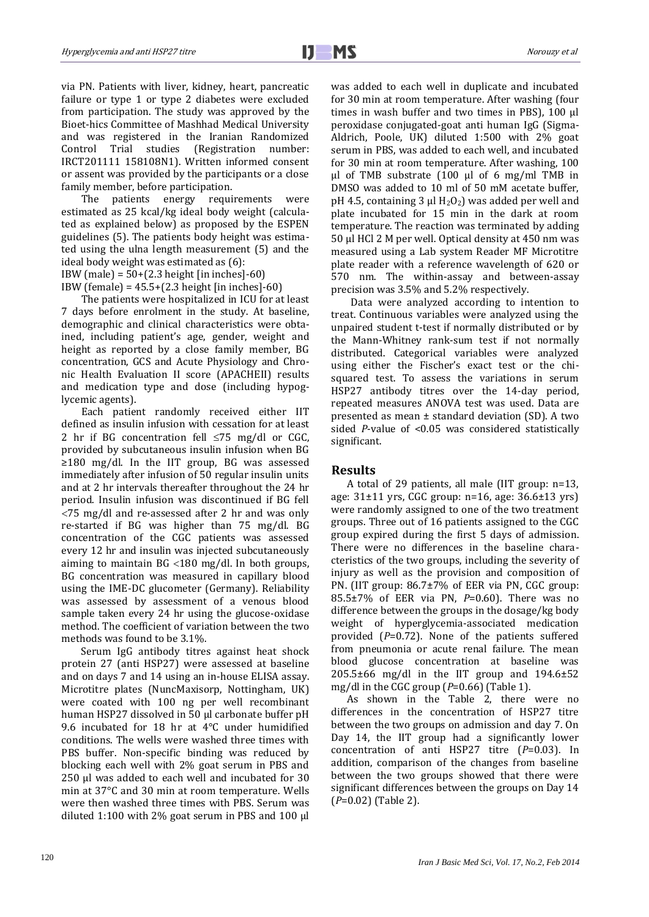via PN. Patients with liver, kidney, heart, pancreatic failure or type 1 or type 2 diabetes were excluded from participation. The study was approved by the Bioet-hics Committee of Mashhad Medical University and was registered in the Iranian Randomized Control Trial studies (Registration number: IRCT201111 158108N1). Written informed consent or assent was provided by the participants or a close family member, before participation.

The patients energy requirements were estimated as 25 kcal/kg ideal body weight (calculated as explained below) as proposed by the ESPEN guidelines (5). The patients body height was estimated using the ulna length measurement (5) and the ideal body weight was estimated as (6):

IBW (male) = 50+(2.3 height [in inches]-60)

IBW (female) = 45.5+(2.3 height [in inches]-60)

The patients were hospitalized in ICU for at least 7 days before enrolment in the study. At baseline, demographic and clinical characteristics were obtained, including patient's age, gender, weight and height as reported by a close family member, BG concentration, GCS and Acute Physiology and Chronic Health Evaluation II score (APACHEII) results and medication type and dose (including hypoglycemic agents).

Each patient randomly received either IIT defined as insulin infusion with cessation for at least 2 hr if BG concentration fell ≤75 mg/dl or CGC, provided by subcutaneous insulin infusion when BG ≥180 mg/dl. In the IIT group, BG was assessed immediately after infusion of 50 regular insulin units and at 2 hr intervals thereafter throughout the 24 hr period. Insulin infusion was discontinued if BG fell <75 mg/dl and re-assessed after 2 hr and was only re-started if BG was higher than 75 mg/dl. BG concentration of the CGC patients was assessed every 12 hr and insulin was injected subcutaneously aiming to maintain BG <180 mg/dl. In both groups, BG concentration was measured in capillary blood using the IME-DC glucometer (Germany). Reliability was assessed by assessment of a venous blood sample taken every 24 hr using the glucose-oxidase method. The coefficient of variation between the two methods was found to be 3.1%.

Serum IgG antibody titres against heat shock protein 27 (anti HSP27) were assessed at baseline and on days 7 and 14 using an in-house ELISA assay. Microtitre plates (NuncMaxisorp, Nottingham, UK) were coated with 100 ng per well recombinant human HSP27 dissolved in 50 µl carbonate buffer pH 9.6 incubated for 18 hr at 4°C under humidified conditions. The wells were washed three times with PBS buffer. Non-specific binding was reduced by blocking each well with 2% goat serum in PBS and 250 µl was added to each well and incubated for 30 min at 37°C and 30 min at room temperature. Wells were then washed three times with PBS. Serum was diluted 1:100 with 2% goat serum in PBS and 100 µl was added to each well in duplicate and incubated for 30 min at room temperature. After washing (four times in wash buffer and two times in PBS), 100 µl peroxidase conjugated-goat anti human IgG (Sigma-Aldrich, Poole, UK) diluted 1:500 with 2% goat serum in PBS, was added to each well, and incubated for 30 min at room temperature. After washing, 100 µl of TMB substrate (100 µl of 6 mg/ml TMB in DMSO was added to 10 ml of 50 mM acetate buffer, pH 4.5, containing 3 µl $H_2O_2$) was added per well and plate incubated for 15 min in the dark at room temperature. The reaction was terminated by adding 50 µl HCl 2 M per well. Optical density at 450 nm was measured using a Lab system Reader MF Microtitre plate reader with a reference wavelength of 620 or 570 nm. The within-assay and between-assay precision was 3.5% and 5.2% respectively.

Data were analyzed according to intention to treat. Continuous variables were analyzed using the unpaired student t-test if normally distributed or by the Mann-Whitney rank-sum test if not normally distributed. Categorical variables were analyzed using either the Fischer's exact test or the chi-squared test. To assess the variations in serum HSP27 antibody titres over the 14-day period, repeated measures ANOVA test was used. Data are presented as mean ± standard deviation (SD). A two sided *P*-value of <0.05 was considered statistically significant.

## Results

A total of 29 patients, all male (IIT group: n=13, age: 31±11 yrs, CGC group: n=16, age: 36.6±13 yrs) were randomly assigned to one of the two treatment groups. Three out of 16 patients assigned to the CGC group expired during the first 5 days of admission. There were no differences in the baseline characteristics of the two groups, including the severity of injury as well as the provision and composition of PN. (IIT group: 86.7±7% of EER via PN, CGC group: 85.5±7% of EER via PN, *P*=0.60). There was no difference between the groups in the dosage/kg body weight of hyperglycemia-associated medication provided (*P*=0.72). None of the patients suffered from pneumonia or acute renal failure. The mean blood glucose concentration at baseline was 205.5±66 mg/dl in the IIT group and 194.6±52 mg/dl in the CGC group (*P*=0.66) (Table 1).

As shown in the Table 2, there were no differences in the concentration of HSP27 titre between the two groups on admission and day 7. On Day 14, the IIT group had a significantly lower concentration of anti HSP27 titre (*P*=0.03). In addition, comparison of the changes from baseline between the two groups showed that there were significant differences between the groups on Day 14 (*P*=0.02) (Table 2).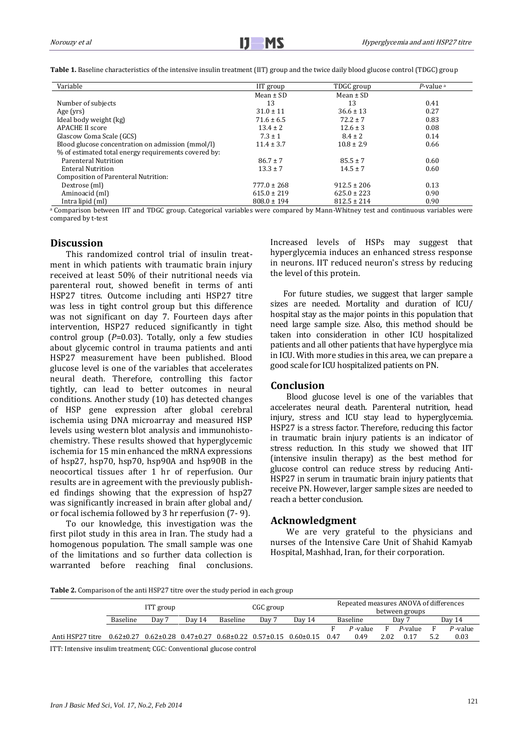**Table 1.** Baseline characteristics of the intensive insulin treatment (IIT) group and the twice daily blood glucose control (TDGC) group

| Variable | IIT group | TDGC group | *P*-value [a] |
|---|---|---|---|
| | Mean ± SD | Mean ± SD | |
| Number of subjects | 13 | 13 | 0.41 |
| Age (yrs) | 31.0 ± 11 | 36.6 ± 13 | 0.27 |
| Ideal body weight (kg) | 71.6 ± 6.5 | 72.2 ± 7 | 0.83 |
| APACHE II score | 13.4 ± 2 | 12.6 ± 3 | 0.08 |
| Glascow Coma Scale (GCS) | 7.3 ± 1 | 8.4 ± 2 | 0.14 |
| Blood glucose concentration on admission (mmol/l) | 11.4 ± 3.7 | 10.8 ± 2.9 | 0.66 |
| % of estimated total energy requirements covered by: | | | |
| Parenteral Nutrition | 86.7 ± 7 | 85.5 ± 7 | 0.60 |
| Enteral Nutrition | 13.3 ± 7 | 14.5 ± 7 | 0.60 |
| Composition of Parenteral Nutrition: | | | |
| Dextrose (ml) | 777.0 ± 268 | 912.5 ± 206 | 0.13 |
| Aminoacid (ml) | 615.0 ± 219 | 625.0 ± 223 | 0.90 |
| Intra lipid (ml) | 808.0 ± 194 | 812.5 ± 214 | 0.90 |

[a] Comparison between IIT and TDGC group. Categorical variables were compared by Mann-Whitney test and continuous variables were compared by t-test

## Discussion

This randomized control trial of insulin treatment in which patients with traumatic brain injury received at least 50% of their nutritional needs via parenteral rout, showed benefit in terms of anti HSP27 titres. Outcome including anti HSP27 titre was less in tight control group but this difference was not significant on day 7. Fourteen days after intervention, HSP27 reduced significantly in tight control group (*P*=0.03). Totally, only a few studies about glycemic control in trauma patients and anti HSP27 measurement have been published. Blood glucose level is one of the variables that accelerates neural death. Therefore, controlling this factor tightly, can lead to better outcomes in neural conditions. Another study (10) has detected changes of HSP gene expression after global cerebral ischemia using DNA microarray and measured HSP levels using western blot analysis and immunohistochemistry. These results showed that hyperglycemic ischemia for 15 min enhanced the mRNA expressions of hsp27, hsp70, hsp70, hsp90A and hsp90B in the neocortical tissues after 1 hr of reperfusion. Our results are in agreement with the previously published findings showing that the expression of hsp27 was significantly increased in brain after global and/ or focal ischemia followed by 3 hr reperfusion (7- 9).

To our knowledge, this investigation was the first pilot study in this area in Iran. The study had a homogenous population. The small sample was one of the limitations and so further data collection is warranted before reaching final conclusions. Increased levels of HSPs may suggest that hyperglycemia induces an enhanced stress response in neurons. IIT reduced neuron's stress by reducing the level of this protein.

For future studies, we suggest that larger sample sizes are needed. Mortality and duration of ICU/ hospital stay as the major points in this population that need large sample size. Also, this method should be taken into consideration in other ICU hospitalized patients and all other patients that have hyperglyce mia in ICU. With more studies in this area, we can prepare a good scale for ICU hospitalized patients on PN.

## Conclusion

Blood glucose level is one of the variables that accelerates neural death. Parenteral nutrition, head injury, stress and ICU stay lead to hyperglycemia. HSP27 is a stress factor. Therefore, reducing this factor in traumatic brain injury patients is an indicator of stress reduction. In this study we showed that IIT (intensive insulin therapy) as the best method for glucose control can reduce stress by reducing Anti-HSP27 in serum in traumatic brain injury patients that receive PN. However, larger sample sizes are needed to reach a better conclusion.

## Acknowledgment

We are very grateful to the physicians and nurses of the Intensive Care Unit of Shahid Kamyab Hospital, Mashhad, Iran, for their corporation.

**Table 2.** Comparison of the anti HSP27 titre over the study period in each group

| | ITT group | | | CGC group | | | Repeated measures ANOVA of differences between groups | | | | | |
|---|---|---|---|---|---|---|---|---|---|---|---|---|
| | Baseline | Day 7 | Day 14 | Baseline | Day 7 | Day 14 | Baseline | | Day 7 | | Day 14 | |
| | | | | | | | F | *P* -value | F | *P*-value | F | *P* -value |
| Anti HSP27 titre | 0.62±0.27 | 0.62±0.28 | 0.47±0.27 | 0.68±0.22 | 0.57±0.15 | 0.60±0.15 | 0.47 | 0.49 | 2.02 | 0.17 | 5.2 | 0.03 |

ITT: Intensive insulim treatment; CGC: Conventional glucose control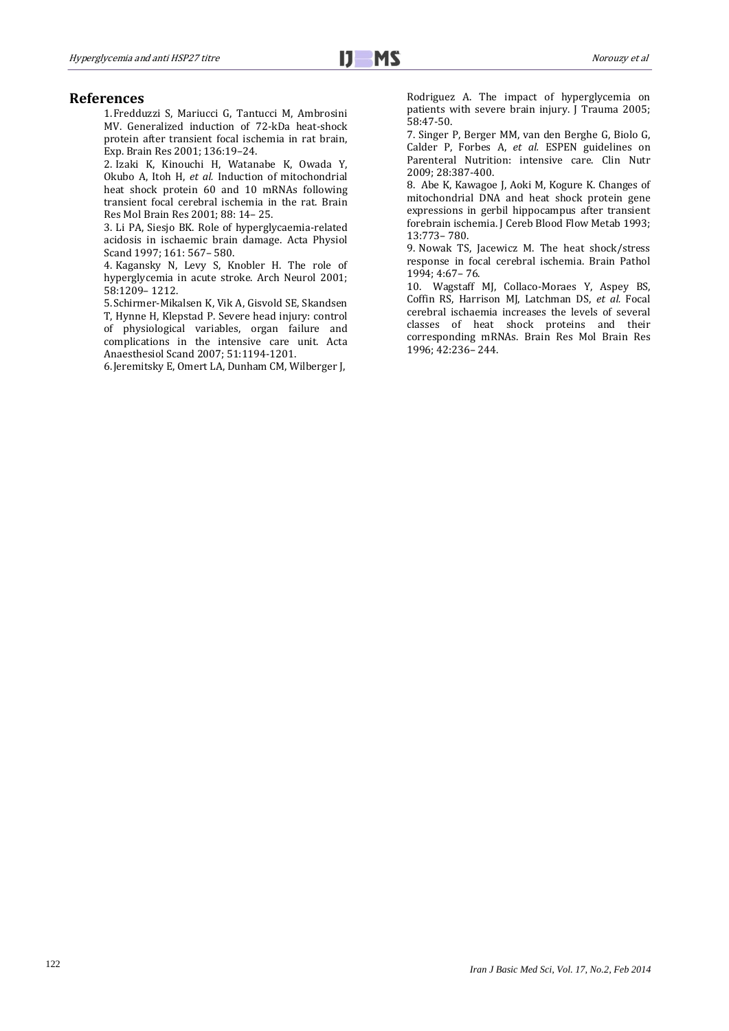## References

1. Fredduzzi S, Mariucci G, Tantucci M, Ambrosini MV. Generalized induction of 72-kDa heat-shock protein after transient focal ischemia in rat brain, Exp. Brain Res 2001; 136:19–24.

2. Izaki K, Kinouchi H, Watanabe K, Owada Y, Okubo A, Itoh H, *et al.* Induction of mitochondrial heat shock protein 60 and 10 mRNAs following transient focal cerebral ischemia in the rat. Brain Res Mol Brain Res 2001; 88: 14– 25.

3. Li PA, Siesjo BK. Role of hyperglycaemia-related acidosis in ischaemic brain damage. Acta Physiol Scand 1997; 161: 567– 580.

4. Kagansky N, Levy S, Knobler H. The role of hyperglycemia in acute stroke. Arch Neurol 2001; 58:1209– 1212.

5. Schirmer-Mikalsen K, Vik A, Gisvold SE, Skandsen T, Hynne H, Klepstad P. Severe head injury: control of physiological variables, organ failure and complications in the intensive care unit. Acta Anaesthesiol Scand 2007; 51:1194-1201.

6. Jeremitsky E, Omert LA, Dunham CM, Wilberger J, Rodriguez A. The impact of hyperglycemia on patients with severe brain injury. J Trauma 2005; 58:47-50.

7. Singer P, Berger MM, van den Berghe G, Biolo G, Calder P, Forbes A, *et al.* ESPEN guidelines on Parenteral Nutrition: intensive care. Clin Nutr 2009; 28:387-400.

8. Abe K, Kawagoe J, Aoki M, Kogure K. Changes of mitochondrial DNA and heat shock protein gene expressions in gerbil hippocampus after transient forebrain ischemia. J Cereb Blood Flow Metab 1993; 13:773– 780.

9. Nowak TS, Jacewicz M. The heat shock/stress response in focal cerebral ischemia. Brain Pathol 1994; 4:67– 76.

10. Wagstaff MJ, Collaco-Moraes Y, Aspey BS, Coffin RS, Harrison MJ, Latchman DS, *et al.* Focal cerebral ischaemia increases the levels of several classes of heat shock proteins and their corresponding mRNAs. Brain Res Mol Brain Res 1996; 42:236– 244.